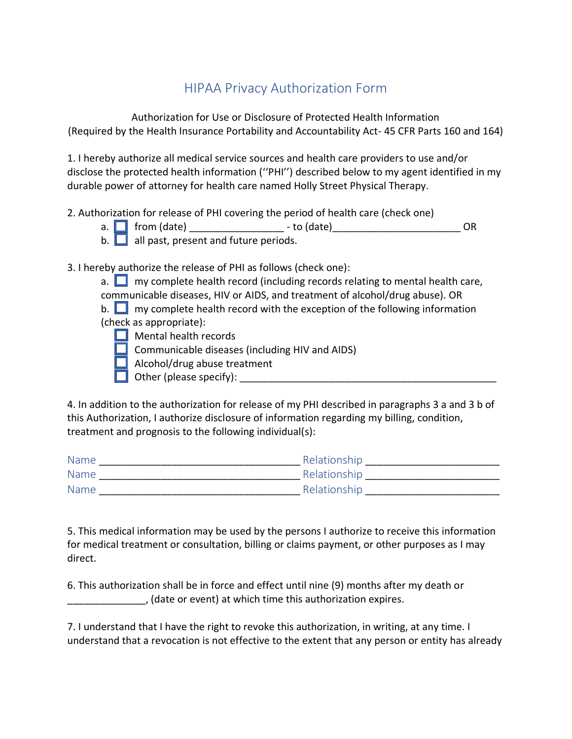# HIPAA Privacy Authorization Form

Authorization for Use or Disclosure of Protected Health Information
(Required by the Health Insurance Portability and Accountability Act- 45 CFR Parts 160 and 164)

1. I hereby authorize all medical service sources and health care providers to use and/or disclose the protected health information (''PHI'') described below to my agent identified in my durable power of attorney for health care named Holly Street Physical Therapy.

2. Authorization for release of PHI covering the period of health care (check one)
   - a. ☐ from (date) ________________ - to (date)_______________________ OR
   - b. ☐ all past, present and future periods.

3. I hereby authorize the release of PHI as follows (check one):
   - a. ☐ my complete health record (including records relating to mental health care, communicable diseases, HIV or AIDS, and treatment of alcohol/drug abuse). OR
   - b. ☐ my complete health record with the exception of the following information (check as appropriate):
     - ☐ Mental health records
     - ☐ Communicable diseases (including HIV and AIDS)
     - ☐ Alcohol/drug abuse treatment
     - ☐ Other (please specify): _______________________________________________

4. In addition to the authorization for release of my PHI described in paragraphs 3 a and 3 b of this Authorization, I authorize disclosure of information regarding my billing, condition, treatment and prognosis to the following individual(s):

Name __________________________________ Relationship _______________________
Name __________________________________ Relationship _______________________
Name __________________________________ Relationship _______________________

5. This medical information may be used by the persons I authorize to receive this information for medical treatment or consultation, billing or claims payment, or other purposes as I may direct.

6. This authorization shall be in force and effect until nine (9) months after my death or ______________, (date or event) at which time this authorization expires.

7. I understand that I have the right to revoke this authorization, in writing, at any time. I understand that a revocation is not effective to the extent that any person or entity has already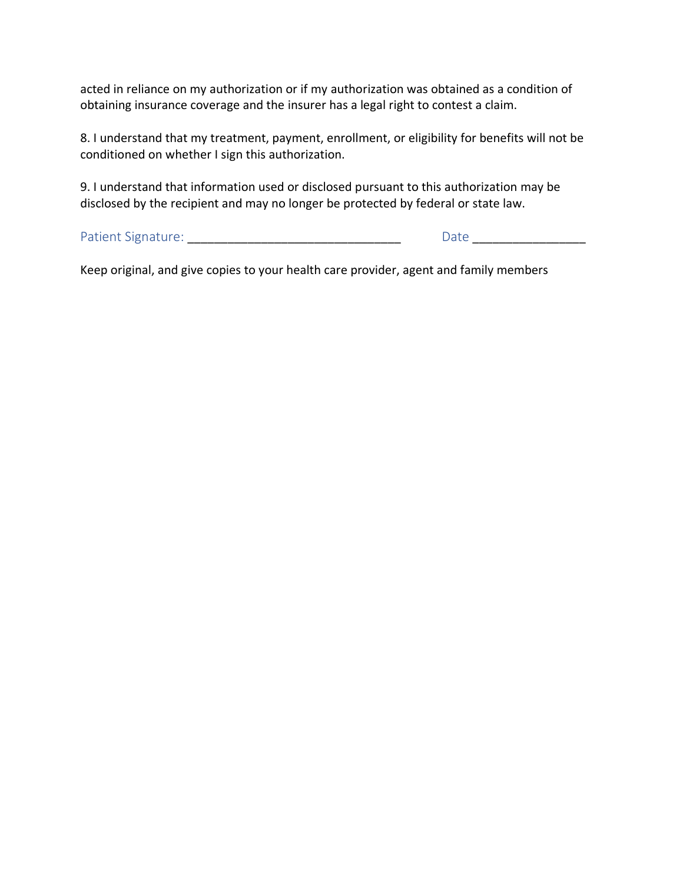acted in reliance on my authorization or if my authorization was obtained as a condition of obtaining insurance coverage and the insurer has a legal right to contest a claim.

8. I understand that my treatment, payment, enrollment, or eligibility for benefits will not be conditioned on whether I sign this authorization.

9. I understand that information used or disclosed pursuant to this authorization may be disclosed by the recipient and may no longer be protected by federal or state law.

Patient Signature: ______________________________ Date ________________

Keep original, and give copies to your health care provider, agent and family members